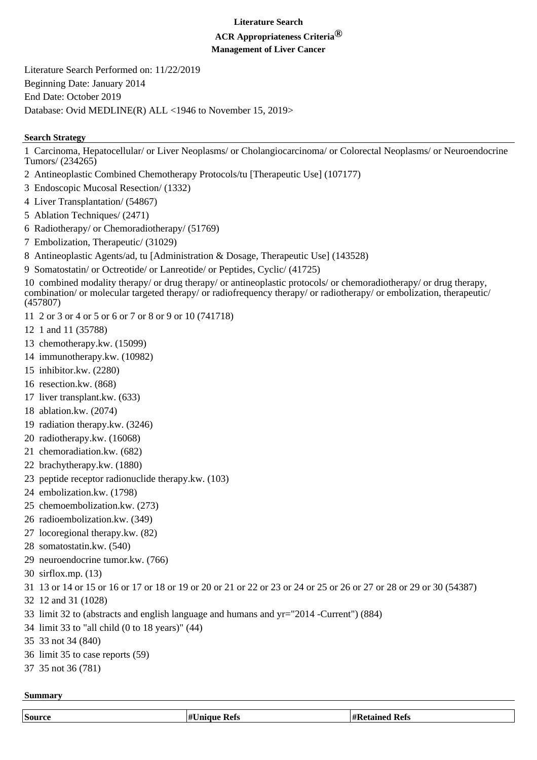**Literature Search**

**ACR Appropriateness Criteria®**

**Management of Liver Cancer**

Literature Search Performed on: 11/22/2019

Beginning Date: January 2014

End Date: October 2019

Database: Ovid MEDLINE(R) ALL <1946 to November 15, 2019>

**Search Strategy**

1 Carcinoma, Hepatocellular/ or Liver Neoplasms/ or Cholangiocarcinoma/ or Colorectal Neoplasms/ or Neuroendocrine Tumors/ (234265)

2 Antineoplastic Combined Chemotherapy Protocols/tu [Therapeutic Use] (107177)

3 Endoscopic Mucosal Resection/ (1332)

4 Liver Transplantation/ (54867)

5 Ablation Techniques/ (2471)

6 Radiotherapy/ or Chemoradiotherapy/ (51769)

7 Embolization, Therapeutic/ (31029)

8 Antineoplastic Agents/ad, tu [Administration & Dosage, Therapeutic Use] (143528)

9 Somatostatin/ or Octreotide/ or Lanreotide/ or Peptides, Cyclic/ (41725)

10 combined modality therapy/ or drug therapy/ or antineoplastic protocols/ or chemoradiotherapy/ or drug therapy, combination/ or molecular targeted therapy/ or radiofrequency therapy/ or radiotherapy/ or embolization, therapeutic/ (457807)

11 2 or 3 or 4 or 5 or 6 or 7 or 8 or 9 or 10 (741718)

12 1 and 11 (35788)

13 chemotherapy.kw. (15099)

14 immunotherapy.kw. (10982)

15 inhibitor.kw. (2280)

16 resection.kw. (868)

17 liver transplant.kw. (633)

18 ablation.kw. (2074)

19 radiation therapy.kw. (3246)

20 radiotherapy.kw. (16068)

21 chemoradiation.kw. (682)

22 brachytherapy.kw. (1880)

23 peptide receptor radionuclide therapy.kw. (103)

24 embolization.kw. (1798)

25 chemoembolization.kw. (273)

26 radioembolization.kw. (349)

27 locoregional therapy.kw. (82)

28 somatostatin.kw. (540)

29 neuroendocrine tumor.kw. (766)

30 sirflox.mp. (13)

31 13 or 14 or 15 or 16 or 17 or 18 or 19 or 20 or 21 or 22 or 23 or 24 or 25 or 26 or 27 or 28 or 29 or 30 (54387)

32 12 and 31 (1028)

33 limit 32 to (abstracts and english language and humans and yr="2014 -Current") (884)

34 limit 33 to "all child (0 to 18 years)" (44)

35 33 not 34 (840)

36 limit 35 to case reports (59)

37 35 not 36 (781)

**Summary**

| Source | #Unique Refs | #Retained Refs |
|---|---|---|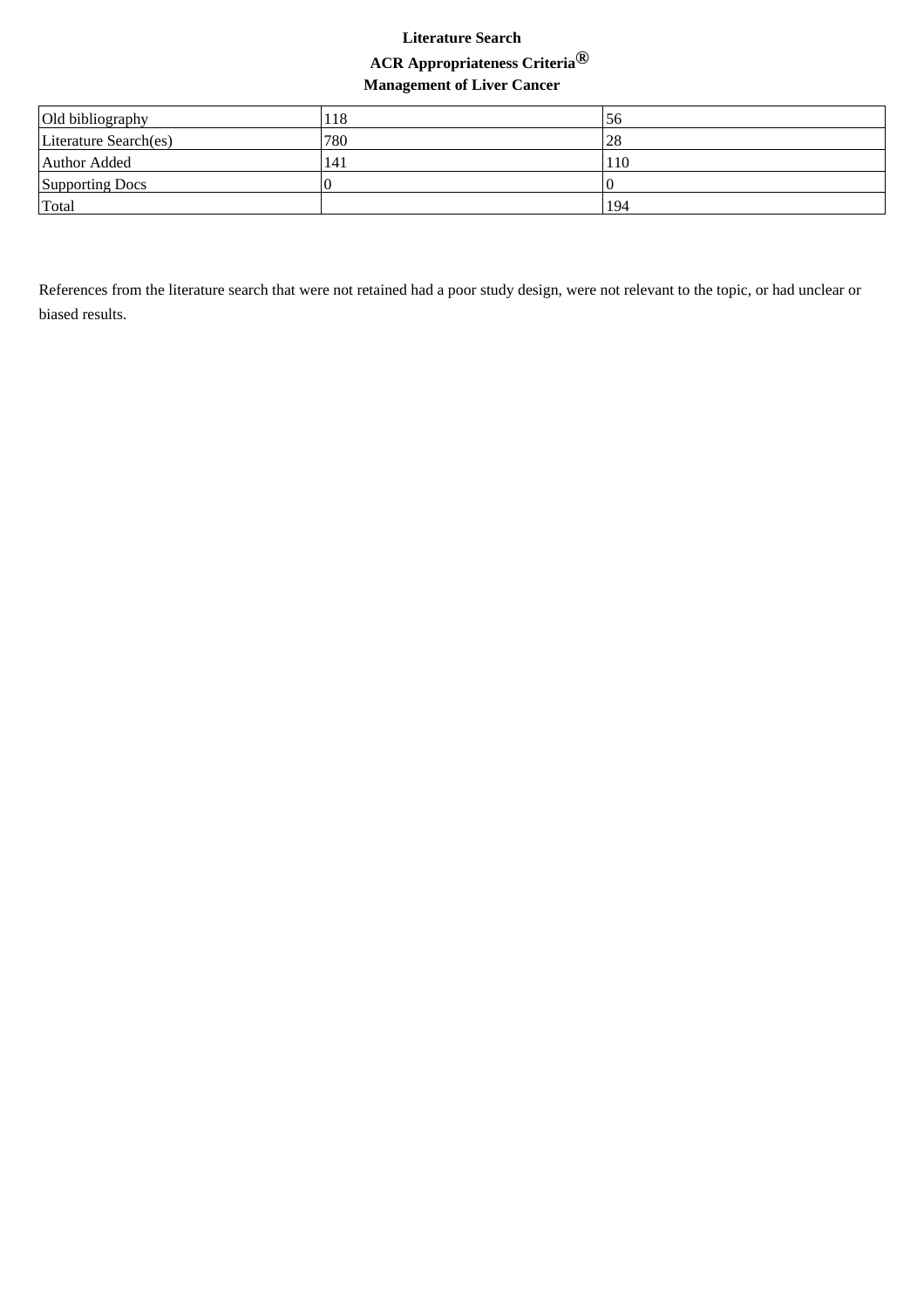**Literature Search**

**ACR Appropriateness Criteria®**

**Management of Liver Cancer**

| | | |
|---|---|---|
| Old bibliography | 118 | 56 |
| Literature Search(es) | 780 | 28 |
| Author Added | 141 | 110 |
| Supporting Docs | 0 | 0 |
| Total | | 194 |

References from the literature search that were not retained had a poor study design, were not relevant to the topic, or had unclear or biased results.